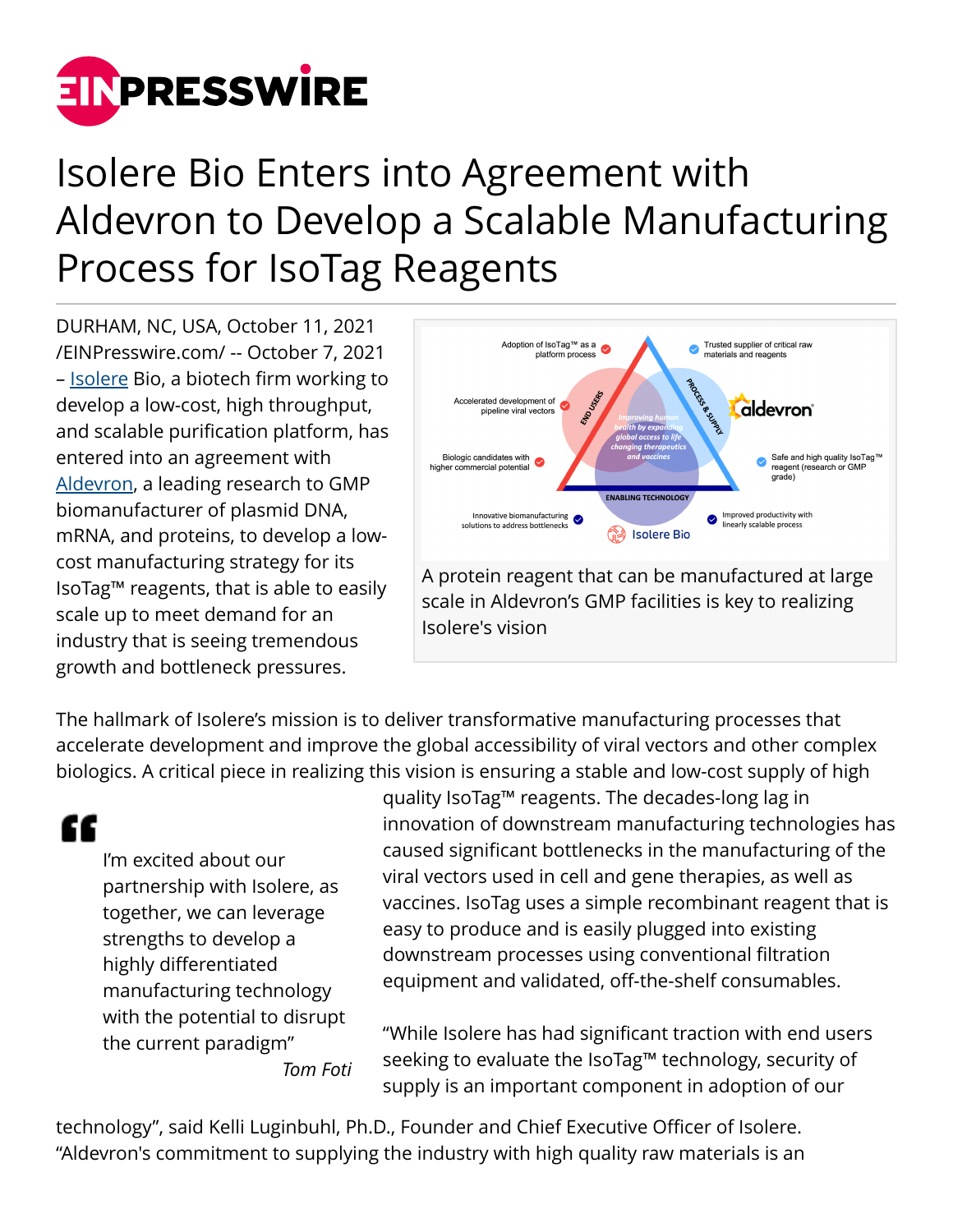# Isolere Bio Enters into Agreement with Aldevron to Develop a Scalable Manufacturing Process for IsoTag Reagents

DURHAM, NC, USA, October 11, 2021 /EINPresswire.com/ -- October 7, 2021 – Isolere Bio, a biotech firm working to develop a low-cost, high throughput, and scalable purification platform, has entered into an agreement with Aldevron, a leading research to GMP biomanufacturer of plasmid DNA, mRNA, and proteins, to develop a low-cost manufacturing strategy for its IsoTag™ reagents, that is able to easily scale up to meet demand for an industry that is seeing tremendous growth and bottleneck pressures.

A protein reagent that can be manufactured at large scale in Aldevron's GMP facilities is key to realizing Isolere's vision

The hallmark of Isolere's mission is to deliver transformative manufacturing processes that accelerate development and improve the global accessibility of viral vectors and other complex biologics. A critical piece in realizing this vision is ensuring a stable and low-cost supply of high quality IsoTag™ reagents. The decades-long lag in innovation of downstream manufacturing technologies has caused significant bottlenecks in the manufacturing of the viral vectors used in cell and gene therapies, as well as vaccines. IsoTag uses a simple recombinant reagent that is easy to produce and is easily plugged into existing downstream processes using conventional filtration equipment and validated, off-the-shelf consumables.

> I'm excited about our partnership with Isolere, as together, we can leverage strengths to develop a highly differentiated manufacturing technology with the potential to disrupt the current paradigm"
>
> *Tom Foti*

"While Isolere has had significant traction with end users seeking to evaluate the IsoTag™ technology, security of supply is an important component in adoption of our technology", said Kelli Luginbuhl, Ph.D., Founder and Chief Executive Officer of Isolere. "Aldevron's commitment to supplying the industry with high quality raw materials is an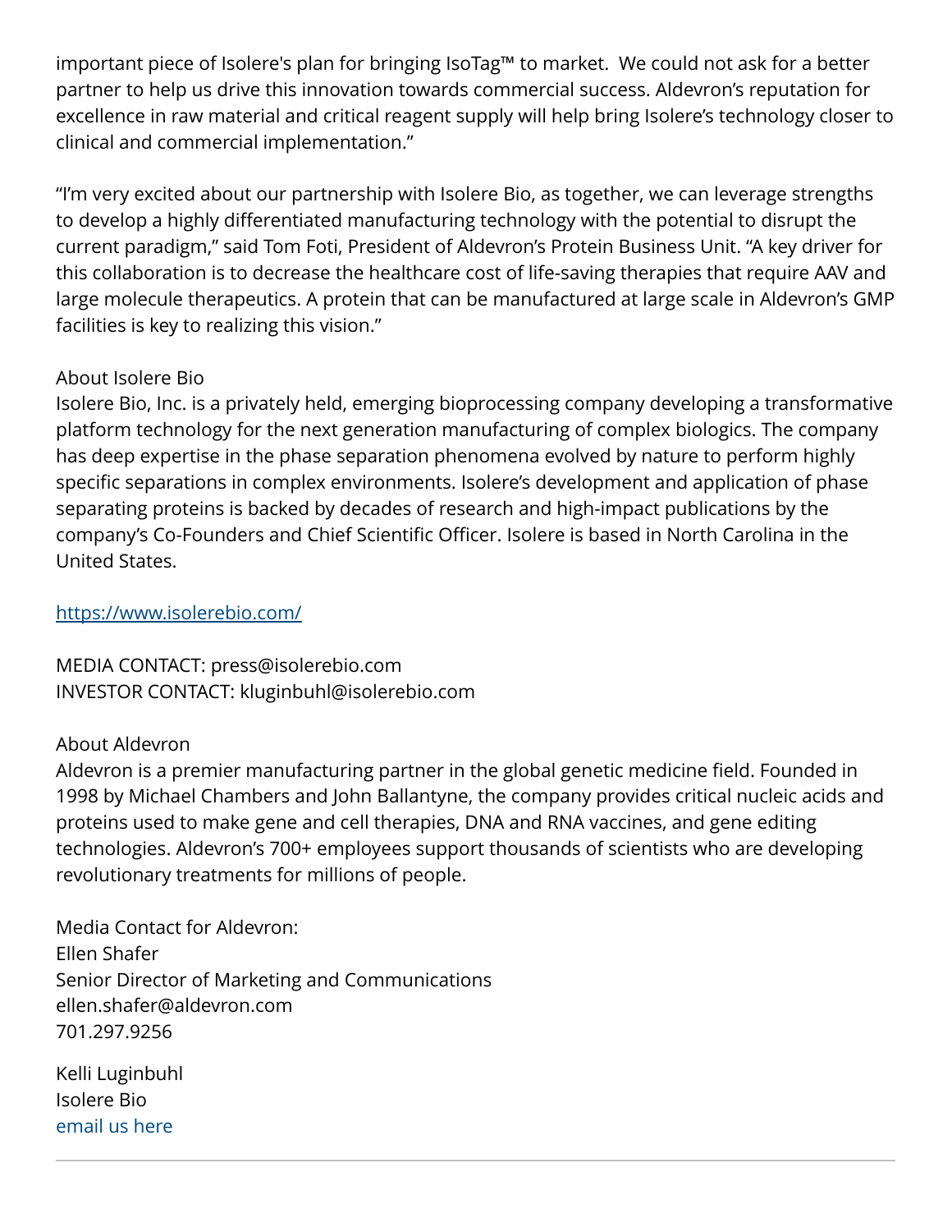important piece of Isolere's plan for bringing IsoTag™ to market. We could not ask for a better partner to help us drive this innovation towards commercial success. Aldevron's reputation for excellence in raw material and critical reagent supply will help bring Isolere's technology closer to clinical and commercial implementation."

"I'm very excited about our partnership with Isolere Bio, as together, we can leverage strengths to develop a highly differentiated manufacturing technology with the potential to disrupt the current paradigm," said Tom Foti, President of Aldevron's Protein Business Unit. "A key driver for this collaboration is to decrease the healthcare cost of life-saving therapies that require AAV and large molecule therapeutics. A protein that can be manufactured at large scale in Aldevron's GMP facilities is key to realizing this vision."

About Isolere Bio
Isolere Bio, Inc. is a privately held, emerging bioprocessing company developing a transformative platform technology for the next generation manufacturing of complex biologics. The company has deep expertise in the phase separation phenomena evolved by nature to perform highly specific separations in complex environments. Isolere's development and application of phase separating proteins is backed by decades of research and high-impact publications by the company's Co-Founders and Chief Scientific Officer. Isolere is based in North Carolina in the United States.

https://www.isolerebio.com/

MEDIA CONTACT: press@isolerebio.com
INVESTOR CONTACT: kluginbuhl@isolerebio.com

About Aldevron
Aldevron is a premier manufacturing partner in the global genetic medicine field. Founded in 1998 by Michael Chambers and John Ballantyne, the company provides critical nucleic acids and proteins used to make gene and cell therapies, DNA and RNA vaccines, and gene editing technologies. Aldevron's 700+ employees support thousands of scientists who are developing revolutionary treatments for millions of people.

Media Contact for Aldevron:
Ellen Shafer
Senior Director of Marketing and Communications
ellen.shafer@aldevron.com
701.297.9256

Kelli Luginbuhl
Isolere Bio
email us here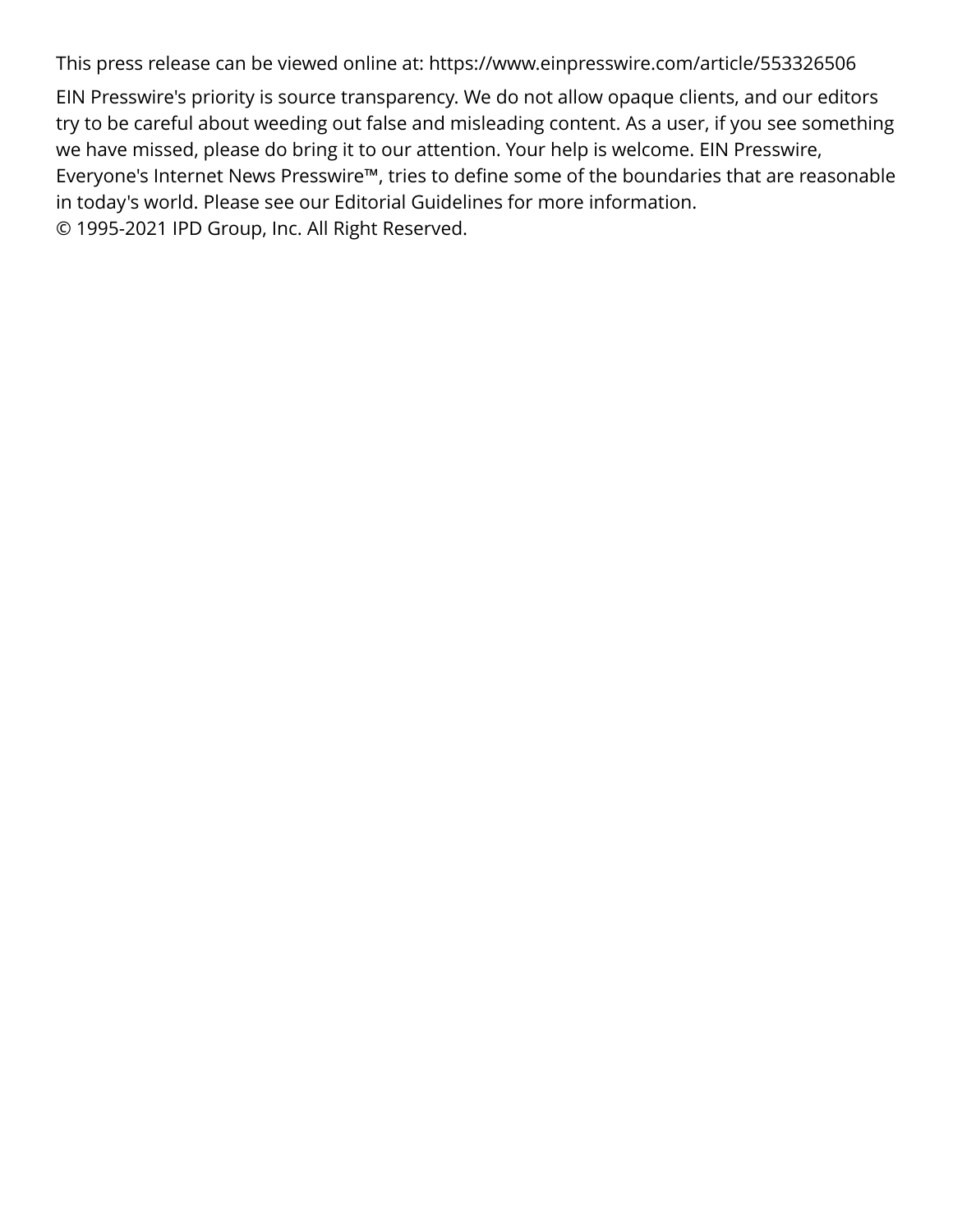This press release can be viewed online at: https://www.einpresswire.com/article/553326506

EIN Presswire's priority is source transparency. We do not allow opaque clients, and our editors try to be careful about weeding out false and misleading content. As a user, if you see something we have missed, please do bring it to our attention. Your help is welcome. EIN Presswire, Everyone's Internet News Presswire™, tries to define some of the boundaries that are reasonable in today's world. Please see our Editorial Guidelines for more information.
© 1995-2021 IPD Group, Inc. All Right Reserved.